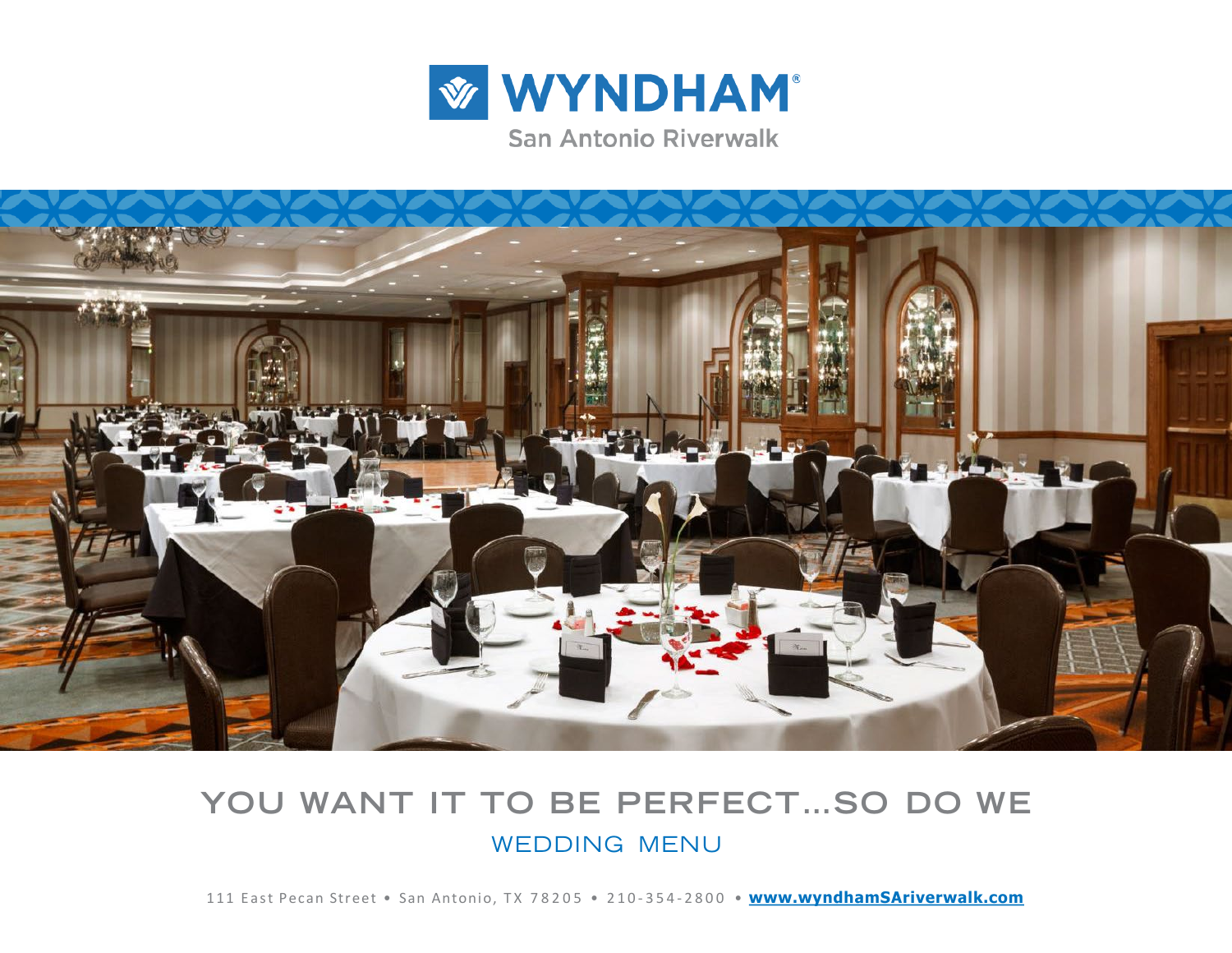# WYNDHAM®

San Antonio Riverwalk

## YOU WANT IT TO BE PERFECT…SO DO WE

### WEDDING MENU

111 East Pecan Street • San Antonio, TX 78205 • 210-354-2800 • **www.wyndhamSAriverwalk.com**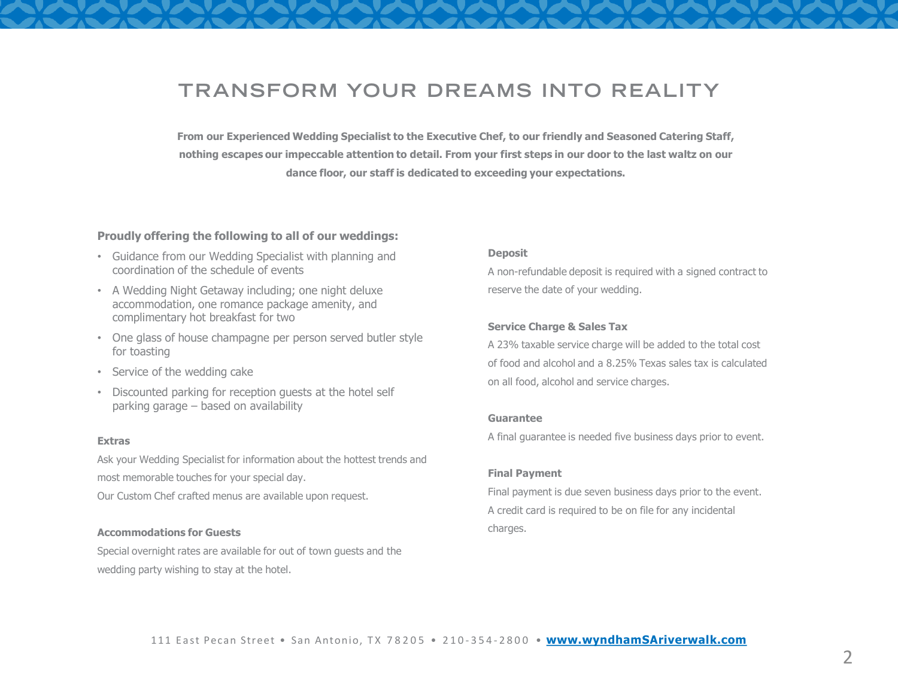# TRANSFORM YOUR DREAMS INTO REALITY

**From our Experienced Wedding Specialist to the Executive Chef, to our friendly and Seasoned Catering Staff, nothing escapes our impeccable attention to detail. From your first steps in our door to the last waltz on our dance floor, our staff is dedicated to exceeding your expectations.**

**Proudly offering the following to all of our weddings:**

- Guidance from our Wedding Specialist with planning and coordination of the schedule of events
- A Wedding Night Getaway including; one night deluxe accommodation, one romance package amenity, and complimentary hot breakfast for two
- One glass of house champagne per person served butler style for toasting
- Service of the wedding cake
- Discounted parking for reception guests at the hotel self parking garage – based on availability

**Extras**

Ask your Wedding Specialist for information about the hottest trends and most memorable touches for your special day.
Our Custom Chef crafted menus are available upon request.

**Accommodations for Guests**

Special overnight rates are available for out of town guests and the wedding party wishing to stay at the hotel.

**Deposit**

A non-refundable deposit is required with a signed contract to reserve the date of your wedding.

**Service Charge & Sales Tax**

A 23% taxable service charge will be added to the total cost of food and alcohol and a 8.25% Texas sales tax is calculated on all food, alcohol and service charges.

**Guarantee**

A final guarantee is needed five business days prior to event.

**Final Payment**

Final payment is due seven business days prior to the event.
A credit card is required to be on file for any incidental charges.

111 East Pecan Street • San Antonio, TX 78205 • 210-354-2800 • **www.wyndhamSAriverwalk.com**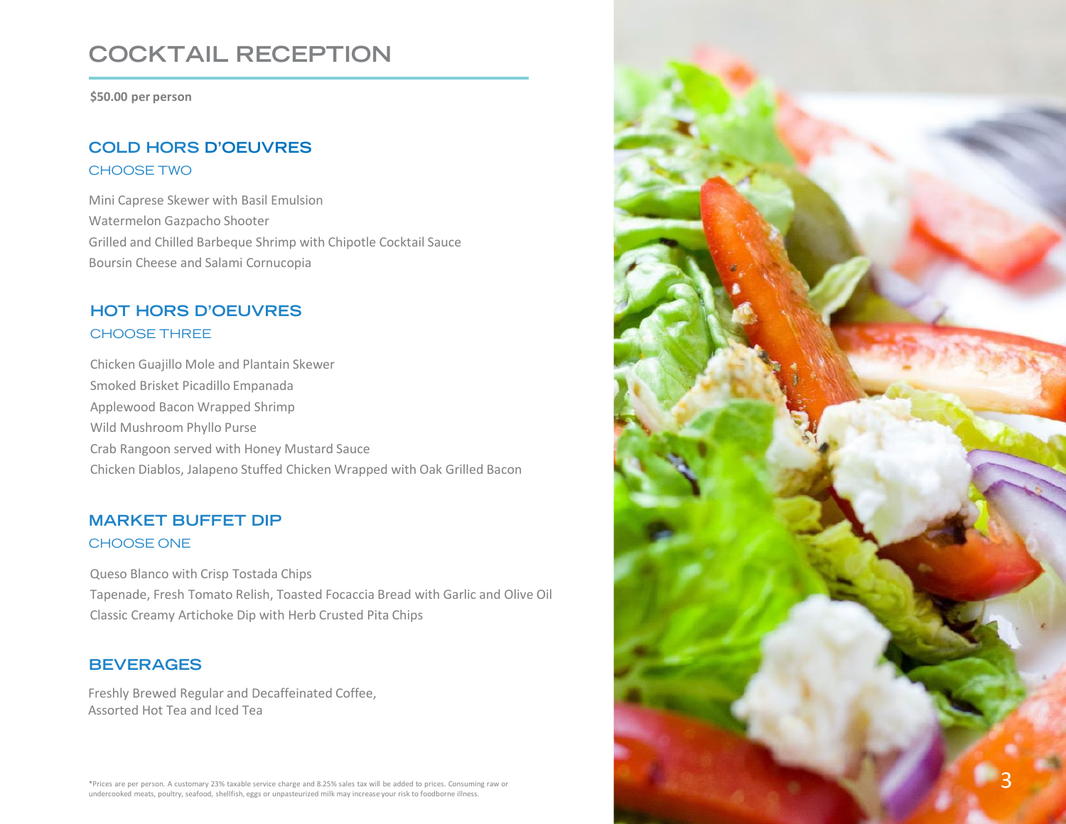# COCKTAIL RECEPTION

**$50.00 per person**

## COLD HORS D'OEUVRES

### CHOOSE TWO

Mini Caprese Skewer with Basil Emulsion
Watermelon Gazpacho Shooter
Grilled and Chilled Barbeque Shrimp with Chipotle Cocktail Sauce
Boursin Cheese and Salami Cornucopia

## HOT HORS D'OEUVRES

### CHOOSE THREE

Chicken Guajillo Mole and Plantain Skewer
Smoked Brisket Picadillo Empanada
Applewood Bacon Wrapped Shrimp
Wild Mushroom Phyllo Purse
Crab Rangoon served with Honey Mustard Sauce
Chicken Diablos, Jalapeno Stuffed Chicken Wrapped with Oak Grilled Bacon

## MARKET BUFFET DIP

### CHOOSE ONE

Queso Blanco with Crisp Tostada Chips
Tapenade, Fresh Tomato Relish, Toasted Focaccia Bread with Garlic and Olive Oil
Classic Creamy Artichoke Dip with Herb Crusted Pita Chips

## BEVERAGES

Freshly Brewed Regular and Decaffeinated Coffee,
Assorted Hot Tea and Iced Tea

*Prices are per person. A customary 23% taxable service charge and 8.25% sales tax will be added to prices. Consuming raw or undercooked meats, poultry, seafood, shellfish, eggs or unpasteurized milk may increase your risk to foodborne illness.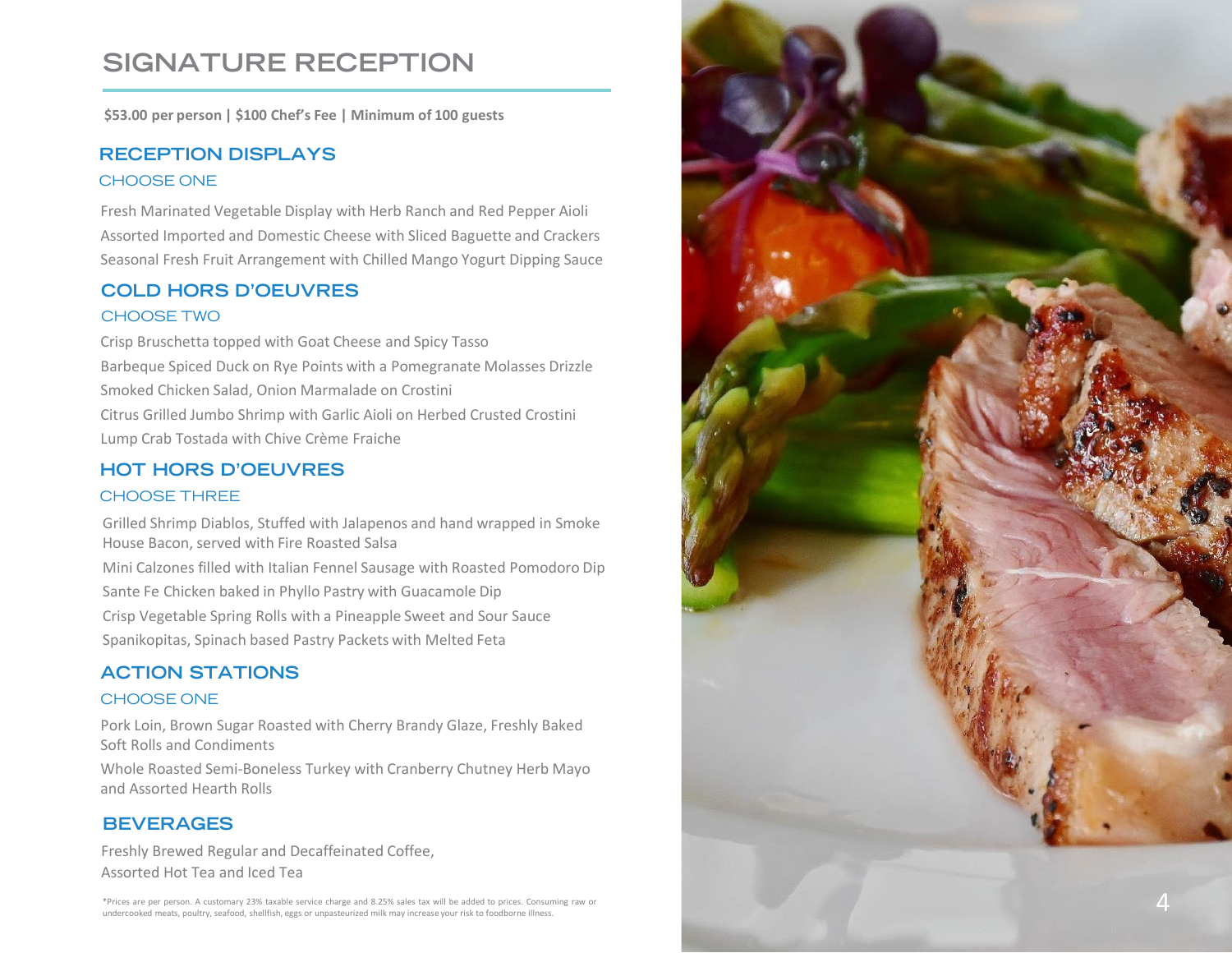# SIGNATURE RECEPTION

**$53.00 per person | $100 Chef's Fee | Minimum of 100 guests**

## RECEPTION DISPLAYS

### CHOOSE ONE

Fresh Marinated Vegetable Display with Herb Ranch and Red Pepper Aioli
Assorted Imported and Domestic Cheese with Sliced Baguette and Crackers
Seasonal Fresh Fruit Arrangement with Chilled Mango Yogurt Dipping Sauce

## COLD HORS D'OEUVRES

### CHOOSE TWO

Crisp Bruschetta topped with Goat Cheese and Spicy Tasso
Barbeque Spiced Duck on Rye Points with a Pomegranate Molasses Drizzle
Smoked Chicken Salad, Onion Marmalade on Crostini
Citrus Grilled Jumbo Shrimp with Garlic Aioli on Herbed Crusted Crostini
Lump Crab Tostada with Chive Crème Fraiche

## HOT HORS D'OEUVRES

### CHOOSE THREE

Grilled Shrimp Diablos, Stuffed with Jalapenos and hand wrapped in Smoke House Bacon, served with Fire Roasted Salsa
Mini Calzones filled with Italian Fennel Sausage with Roasted Pomodoro Dip
Sante Fe Chicken baked in Phyllo Pastry with Guacamole Dip
Crisp Vegetable Spring Rolls with a Pineapple Sweet and Sour Sauce
Spanikopitas, Spinach based Pastry Packets with Melted Feta

## ACTION STATIONS

### CHOOSE ONE

Pork Loin, Brown Sugar Roasted with Cherry Brandy Glaze, Freshly Baked Soft Rolls and Condiments
Whole Roasted Semi-Boneless Turkey with Cranberry Chutney Herb Mayo and Assorted Hearth Rolls

## BEVERAGES

Freshly Brewed Regular and Decaffeinated Coffee,
Assorted Hot Tea and Iced Tea

*Prices are per person. A customary 23% taxable service charge and 8.25% sales tax will be added to prices. Consuming raw or undercooked meats, poultry, seafood, shellfish, eggs or unpasteurized milk may increase your risk to foodborne illness.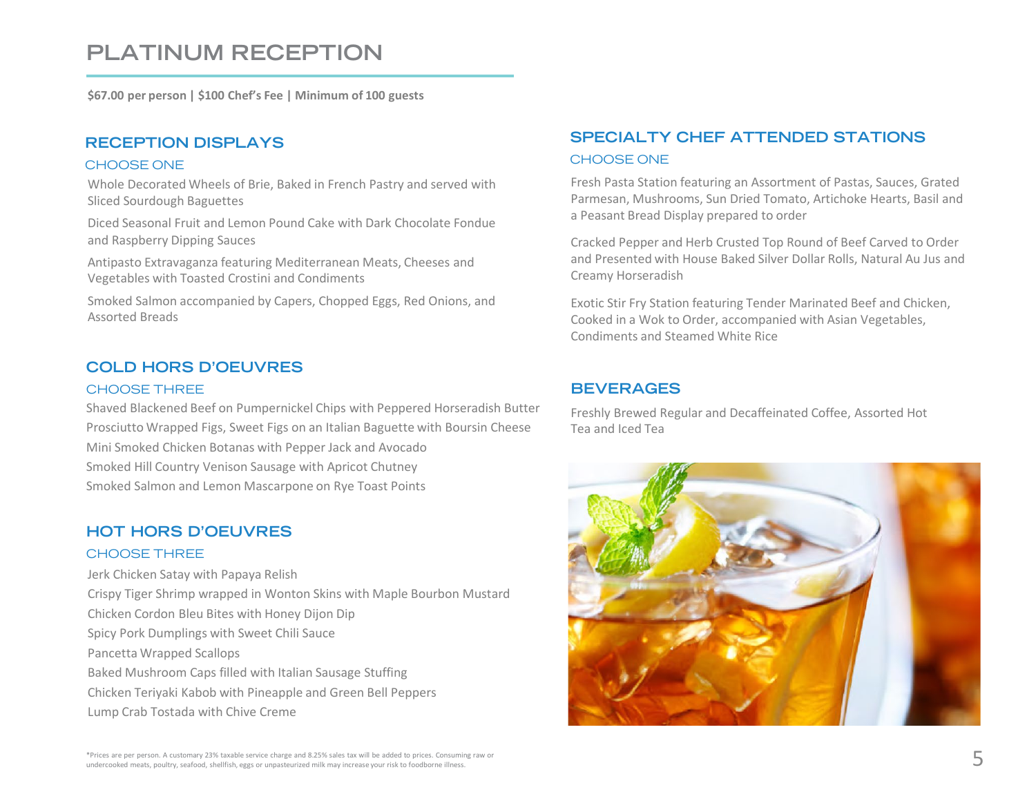# PLATINUM RECEPTION

**$67.00 per person | $100 Chef's Fee | Minimum of 100 guests**

## RECEPTION DISPLAYS

CHOOSE ONE

Whole Decorated Wheels of Brie, Baked in French Pastry and served with Sliced Sourdough Baguettes

Diced Seasonal Fruit and Lemon Pound Cake with Dark Chocolate Fondue and Raspberry Dipping Sauces

Antipasto Extravaganza featuring Mediterranean Meats, Cheeses and Vegetables with Toasted Crostini and Condiments

Smoked Salmon accompanied by Capers, Chopped Eggs, Red Onions, and Assorted Breads

## COLD HORS D'OEUVRES

CHOOSE THREE

Shaved Blackened Beef on Pumpernickel Chips with Peppered Horseradish Butter
Prosciutto Wrapped Figs, Sweet Figs on an Italian Baguette with Boursin Cheese
Mini Smoked Chicken Botanas with Pepper Jack and Avocado
Smoked Hill Country Venison Sausage with Apricot Chutney
Smoked Salmon and Lemon Mascarpone on Rye Toast Points

## HOT HORS D'OEUVRES

CHOOSE THREE

Jerk Chicken Satay with Papaya Relish
Crispy Tiger Shrimp wrapped in Wonton Skins with Maple Bourbon Mustard
Chicken Cordon Bleu Bites with Honey Dijon Dip
Spicy Pork Dumplings with Sweet Chili Sauce
Pancetta Wrapped Scallops
Baked Mushroom Caps filled with Italian Sausage Stuffing
Chicken Teriyaki Kabob with Pineapple and Green Bell Peppers
Lump Crab Tostada with Chive Creme

## SPECIALTY CHEF ATTENDED STATIONS

CHOOSE ONE

Fresh Pasta Station featuring an Assortment of Pastas, Sauces, Grated Parmesan, Mushrooms, Sun Dried Tomato, Artichoke Hearts, Basil and a Peasant Bread Display prepared to order

Cracked Pepper and Herb Crusted Top Round of Beef Carved to Order and Presented with House Baked Silver Dollar Rolls, Natural Au Jus and Creamy Horseradish

Exotic Stir Fry Station featuring Tender Marinated Beef and Chicken, Cooked in a Wok to Order, accompanied with Asian Vegetables, Condiments and Steamed White Rice

## BEVERAGES

Freshly Brewed Regular and Decaffeinated Coffee, Assorted Hot Tea and Iced Tea

*Prices are per person. A customary 23% taxable service charge and 8.25% sales tax will be added to prices. Consuming raw or undercooked meats, poultry, seafood, shellfish, eggs or unpasteurized milk may increase your risk to foodborne illness.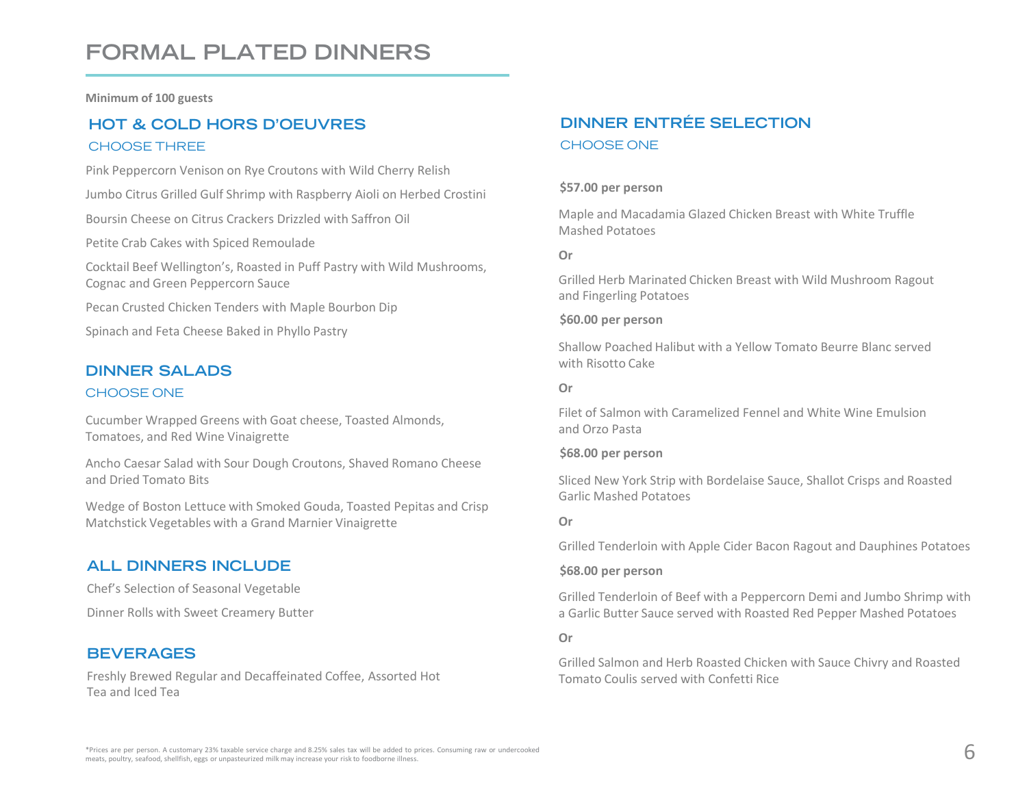# FORMAL PLATED DINNERS

**Minimum of 100 guests**

## HOT & COLD HORS D'OEUVRES

### CHOOSE THREE

Pink Peppercorn Venison on Rye Croutons with Wild Cherry Relish

Jumbo Citrus Grilled Gulf Shrimp with Raspberry Aioli on Herbed Crostini

Boursin Cheese on Citrus Crackers Drizzled with Saffron Oil

Petite Crab Cakes with Spiced Remoulade

Cocktail Beef Wellington's, Roasted in Puff Pastry with Wild Mushrooms, Cognac and Green Peppercorn Sauce

Pecan Crusted Chicken Tenders with Maple Bourbon Dip

Spinach and Feta Cheese Baked in Phyllo Pastry

## DINNER SALADS

### CHOOSE ONE

Cucumber Wrapped Greens with Goat cheese, Toasted Almonds, Tomatoes, and Red Wine Vinaigrette

Ancho Caesar Salad with Sour Dough Croutons, Shaved Romano Cheese and Dried Tomato Bits

Wedge of Boston Lettuce with Smoked Gouda, Toasted Pepitas and Crisp Matchstick Vegetables with a Grand Marnier Vinaigrette

## ALL DINNERS INCLUDE

Chef's Selection of Seasonal Vegetable

Dinner Rolls with Sweet Creamery Butter

## BEVERAGES

Freshly Brewed Regular and Decaffeinated Coffee, Assorted Hot Tea and Iced Tea

## DINNER ENTRÉE SELECTION

### CHOOSE ONE

**$57.00 per person**

Maple and Macadamia Glazed Chicken Breast with White Truffle Mashed Potatoes

**Or**

Grilled Herb Marinated Chicken Breast with Wild Mushroom Ragout and Fingerling Potatoes

**$60.00 per person**

Shallow Poached Halibut with a Yellow Tomato Beurre Blanc served with Risotto Cake

**Or**

Filet of Salmon with Caramelized Fennel and White Wine Emulsion and Orzo Pasta

**$68.00 per person**

Sliced New York Strip with Bordelaise Sauce, Shallot Crisps and Roasted Garlic Mashed Potatoes

**Or**

Grilled Tenderloin with Apple Cider Bacon Ragout and Dauphines Potatoes

**$68.00 per person**

Grilled Tenderloin of Beef with a Peppercorn Demi and Jumbo Shrimp with a Garlic Butter Sauce served with Roasted Red Pepper Mashed Potatoes

**Or**

Grilled Salmon and Herb Roasted Chicken with Sauce Chivry and Roasted Tomato Coulis served with Confetti Rice

*Prices are per person. A customary 23% taxable service charge and 8.25% sales tax will be added to prices. Consuming raw or undercooked meats, poultry, seafood, shellfish, eggs or unpasteurized milk may increase your risk to foodborne illness.